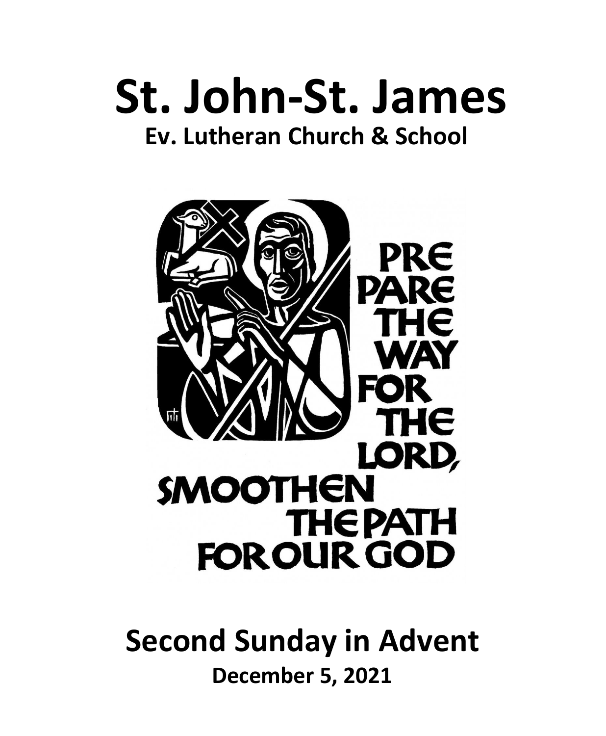# St. John-St. James

## Ev. Lutheran Church & School

PREPARE THE WAY FOR THE LORD, SMOOTHEN THE PATH FOR OUR GOD

# Second Sunday in Advent

**December 5, 2021**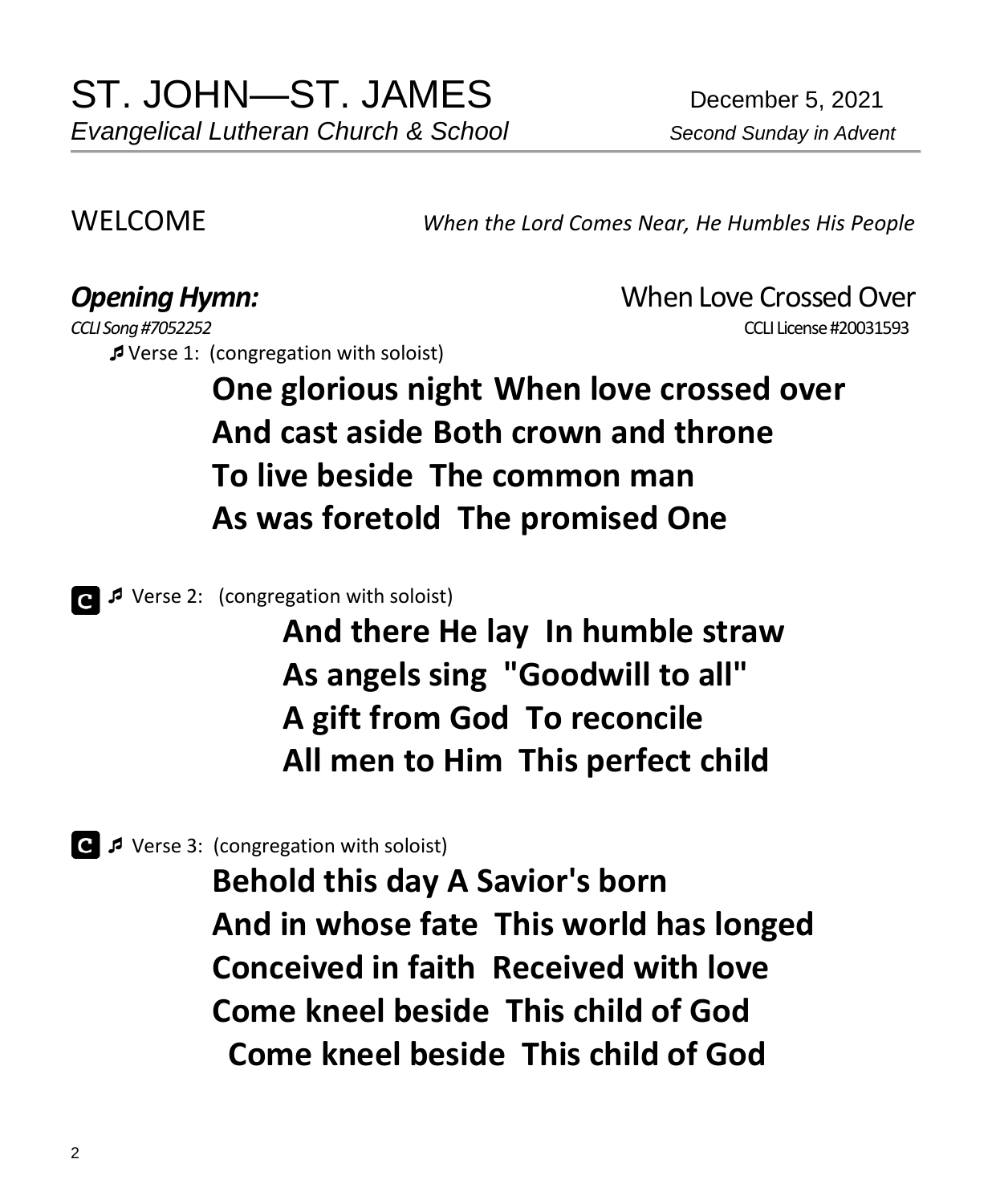# ST. JOHN—ST. JAMES

*Evangelical Lutheran Church & School*

December 5, 2021

*Second Sunday in Advent*

WELCOME *When the Lord Comes Near, He Humbles His People*

***Opening Hymn:*** When Love Crossed Over

*CCLI Song #7052252* CCLI License #20031593

♬ Verse 1: (congregation with soloist)

**One glorious night When love crossed over**
**And cast aside Both crown and throne**
**To live beside The common man**
**As was foretold The promised One**

C ♬ Verse 2: (congregation with soloist)

**And there He lay In humble straw**
**As angels sing "Goodwill to all"**
**A gift from God To reconcile**
**All men to Him This perfect child**

C ♬ Verse 3: (congregation with soloist)

**Behold this day A Savior's born**
**And in whose fate This world has longed**
**Conceived in faith Received with love**
**Come kneel beside This child of God**
**Come kneel beside This child of God**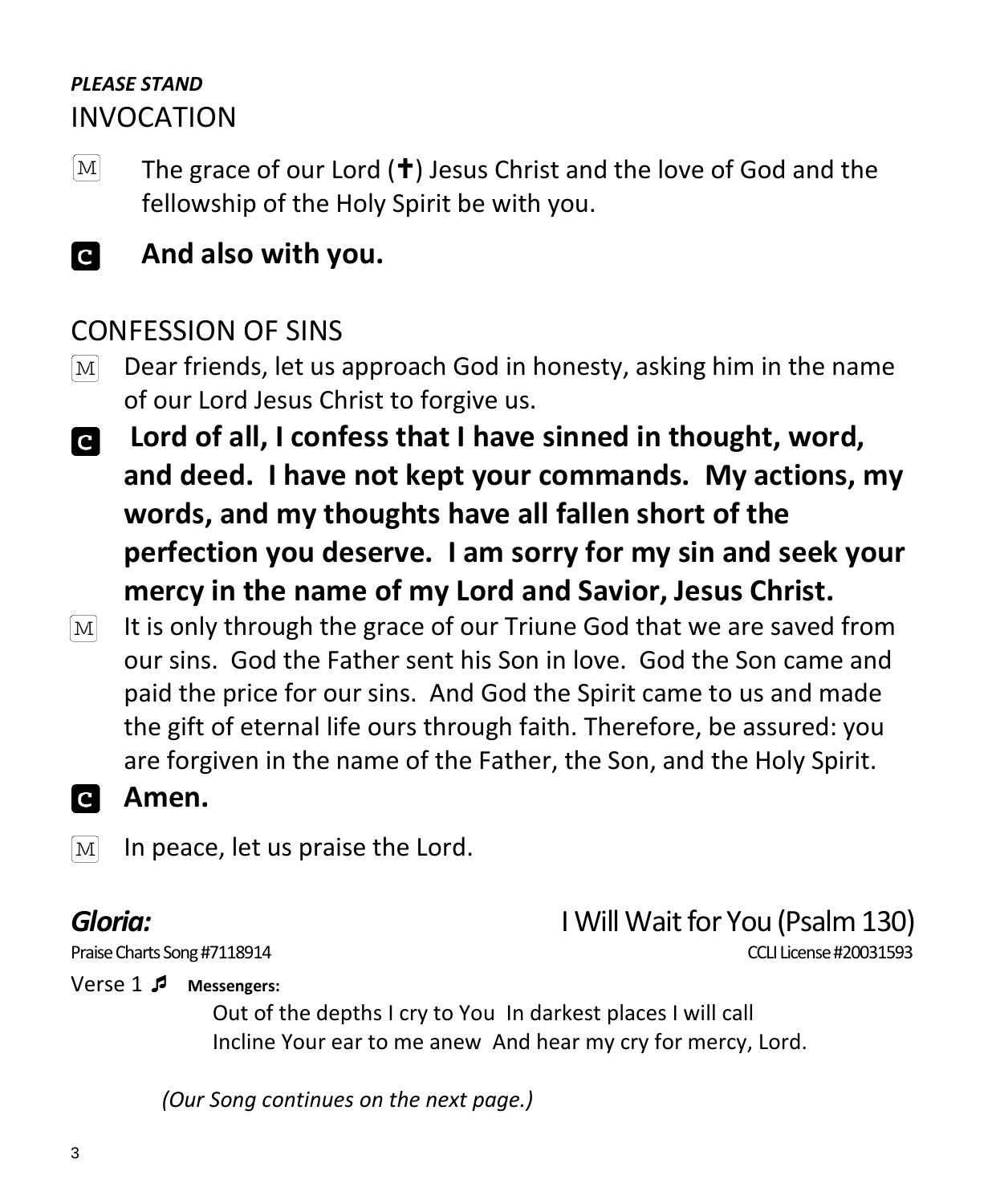*PLEASE STAND*

## INVOCATION

M The grace of our Lord (✝) Jesus Christ and the love of God and the fellowship of the Holy Spirit be with you.

**C And also with you.**

## CONFESSION OF SINS

M Dear friends, let us approach God in honesty, asking him in the name of our Lord Jesus Christ to forgive us.

**C Lord of all, I confess that I have sinned in thought, word, and deed. I have not kept your commands. My actions, my words, and my thoughts have all fallen short of the perfection you deserve. I am sorry for my sin and seek your mercy in the name of my Lord and Savior, Jesus Christ.**

M It is only through the grace of our Triune God that we are saved from our sins. God the Father sent his Son in love. God the Son came and paid the price for our sins. And God the Spirit came to us and made the gift of eternal life ours through faith. Therefore, be assured: you are forgiven in the name of the Father, the Son, and the Holy Spirit.

**C Amen.**

M In peace, let us praise the Lord.

***Gloria:*** I Will Wait for You (Psalm 130)

Praise Charts Song #7118914 CCLI License #20031593

Verse 1 ♬ **Messengers:**

Out of the depths I cry to You In darkest places I will call
Incline Your ear to me anew And hear my cry for mercy, Lord.

*(Our Song continues on the next page.)*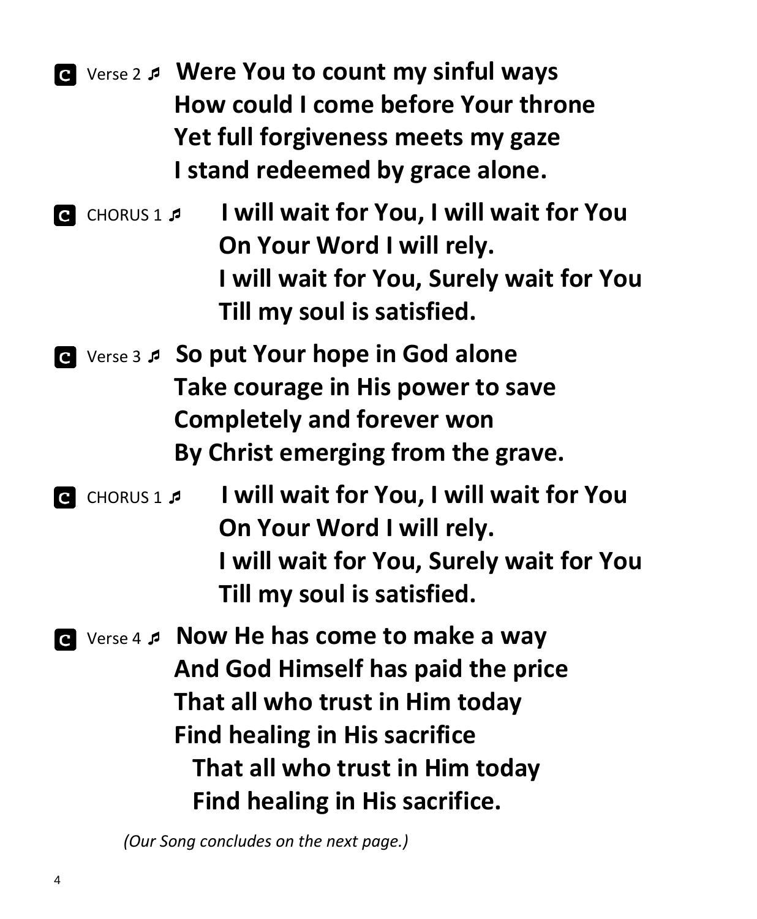**C** Verse 2 ♬ **Were You to count my sinful ways**
**How could I come before Your throne**
**Yet full forgiveness meets my gaze**
**I stand redeemed by grace alone.**

**C** CHORUS 1 ♬ **I will wait for You, I will wait for You**
**On Your Word I will rely.**
**I will wait for You, Surely wait for You**
**Till my soul is satisfied.**

**C** Verse 3 ♬ **So put Your hope in God alone**
**Take courage in His power to save**
**Completely and forever won**
**By Christ emerging from the grave.**

**C** CHORUS 1 ♬ **I will wait for You, I will wait for You**
**On Your Word I will rely.**
**I will wait for You, Surely wait for You**
**Till my soul is satisfied.**

**C** Verse 4 ♬ **Now He has come to make a way**
**And God Himself has paid the price**
**That all who trust in Him today**
**Find healing in His sacrifice**
**That all who trust in Him today**
**Find healing in His sacrifice.**

*(Our Song concludes on the next page.)*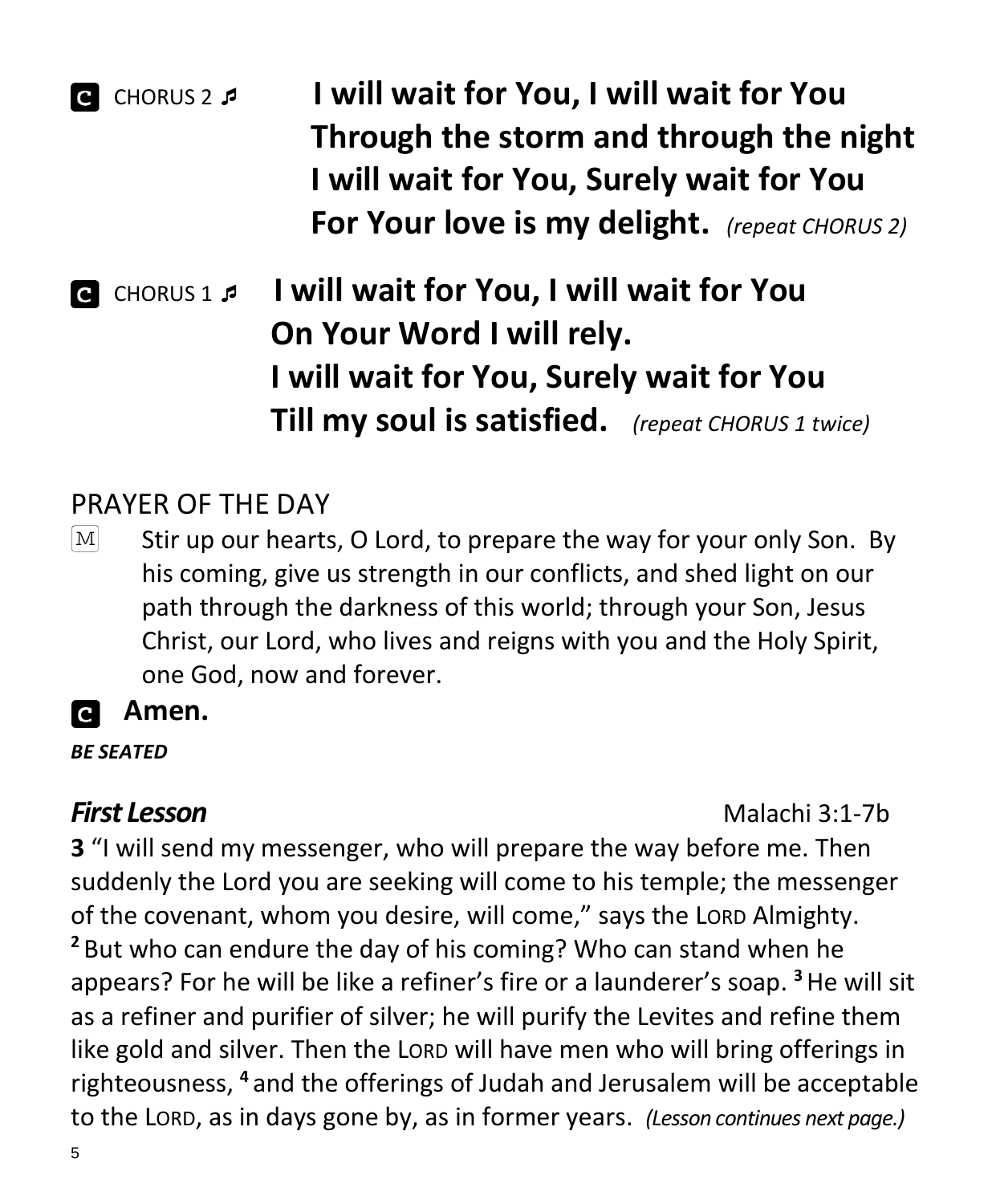**C** CHORUS 2 ♫ **I will wait for You, I will wait for You**
**Through the storm and through the night**
**I will wait for You, Surely wait for You**
**For Your love is my delight.** *(repeat CHORUS 2)*

**C** CHORUS 1 ♫ **I will wait for You, I will wait for You**
**On Your Word I will rely.**
**I will wait for You, Surely wait for You**
**Till my soul is satisfied.** *(repeat CHORUS 1 twice)*

## PRAYER OF THE DAY

M Stir up our hearts, O Lord, to prepare the way for your only Son. By his coming, give us strength in our conflicts, and shed light on our path through the darkness of this world; through your Son, Jesus Christ, our Lord, who lives and reigns with you and the Holy Spirit, one God, now and forever.

**C Amen.**

***BE SEATED***

### *First Lesson* Malachi 3:1-7b

**3** "I will send my messenger, who will prepare the way before me. Then suddenly the Lord you are seeking will come to his temple; the messenger of the covenant, whom you desire, will come," says the LORD Almighty. **2** But who can endure the day of his coming? Who can stand when he appears? For he will be like a refiner's fire or a launderer's soap. **3** He will sit as a refiner and purifier of silver; he will purify the Levites and refine them like gold and silver. Then the LORD will have men who will bring offerings in righteousness, **4** and the offerings of Judah and Jerusalem will be acceptable to the LORD, as in days gone by, as in former years. *(Lesson continues next page.)*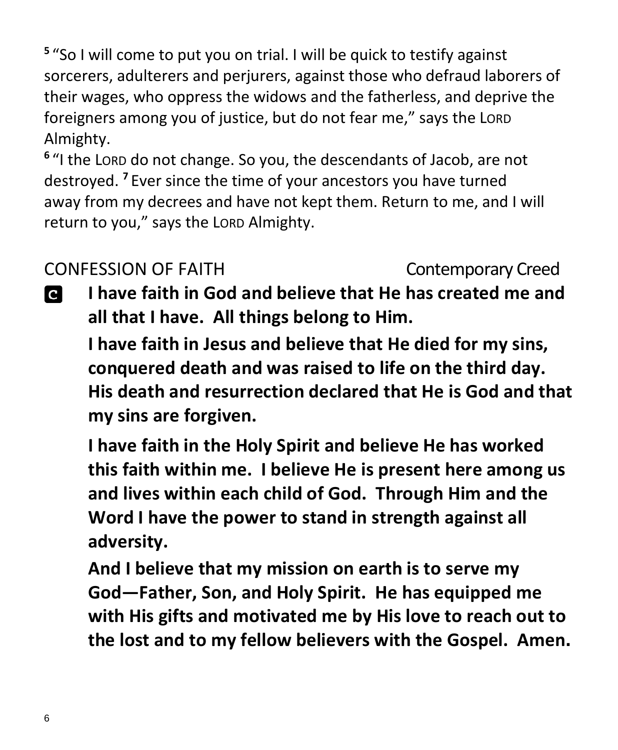[5] "So I will come to put you on trial. I will be quick to testify against sorcerers, adulterers and perjurers, against those who defraud laborers of their wages, who oppress the widows and the fatherless, and deprive the foreigners among you of justice, but do not fear me," says the LORD Almighty.

[6] "I the LORD do not change. So you, the descendants of Jacob, are not destroyed. [7] Ever since the time of your ancestors you have turned away from my decrees and have not kept them. Return to me, and I will return to you," says the LORD Almighty.

CONFESSION OF FAITH Contemporary Creed

**C** **I have faith in God and believe that He has created me and all that I have. All things belong to Him.**

**I have faith in Jesus and believe that He died for my sins, conquered death and was raised to life on the third day. His death and resurrection declared that He is God and that my sins are forgiven.**

**I have faith in the Holy Spirit and believe He has worked this faith within me. I believe He is present here among us and lives within each child of God. Through Him and the Word I have the power to stand in strength against all adversity.**

**And I believe that my mission on earth is to serve my God—Father, Son, and Holy Spirit. He has equipped me with His gifts and motivated me by His love to reach out to the lost and to my fellow believers with the Gospel. Amen.**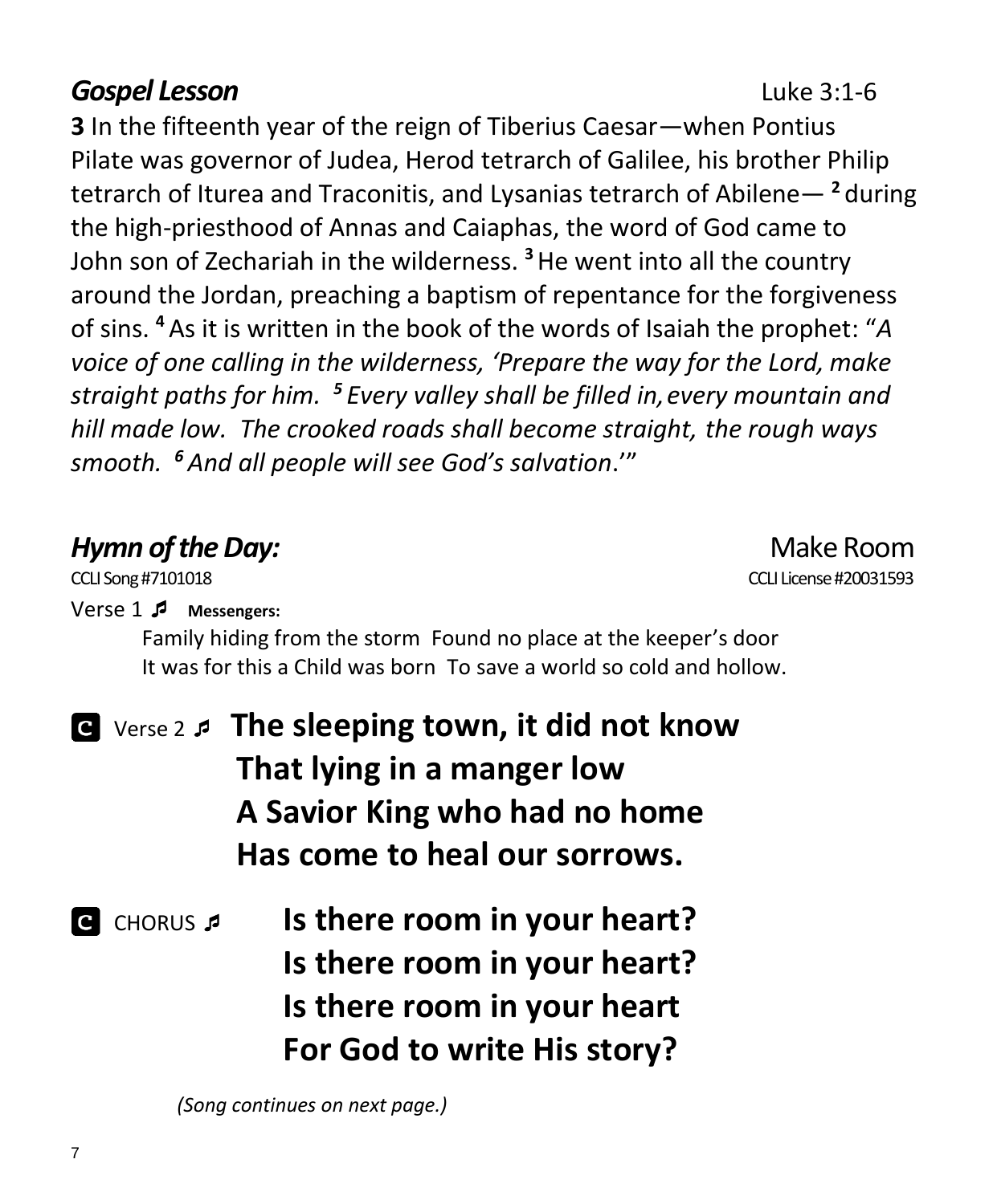### ***Gospel Lesson*** Luke 3:1-6

**3** In the fifteenth year of the reign of Tiberius Caesar—when Pontius Pilate was governor of Judea, Herod tetrarch of Galilee, his brother Philip tetrarch of Iturea and Traconitis, and Lysanias tetrarch of Abilene— [2] during the high-priesthood of Annas and Caiaphas, the word of God came to John son of Zechariah in the wilderness. [3] He went into all the country around the Jordan, preaching a baptism of repentance for the forgiveness of sins. [4] As it is written in the book of the words of Isaiah the prophet: "*A voice of one calling in the wilderness, 'Prepare the way for the Lord, make straight paths for him.* [5] *Every valley shall be filled in, every mountain and hill made low. The crooked roads shall become straight, the rough ways smooth.* [6] *And all people will see God's salvation*.'"

### ***Hymn of the Day:*** Make Room

CCLI Song #7101018 CCLI License #20031593

Verse 1 ♬ **Messengers:**

Family hiding from the storm Found no place at the keeper's door
It was for this a Child was born To save a world so cold and hollow.

**C** Verse 2 ♬ **The sleeping town, it did not know**
**That lying in a manger low**
**A Savior King who had no home**
**Has come to heal our sorrows.**

**C** CHORUS ♬ **Is there room in your heart?**
**Is there room in your heart?**
**Is there room in your heart**
**For God to write His story?**

*(Song continues on next page.)*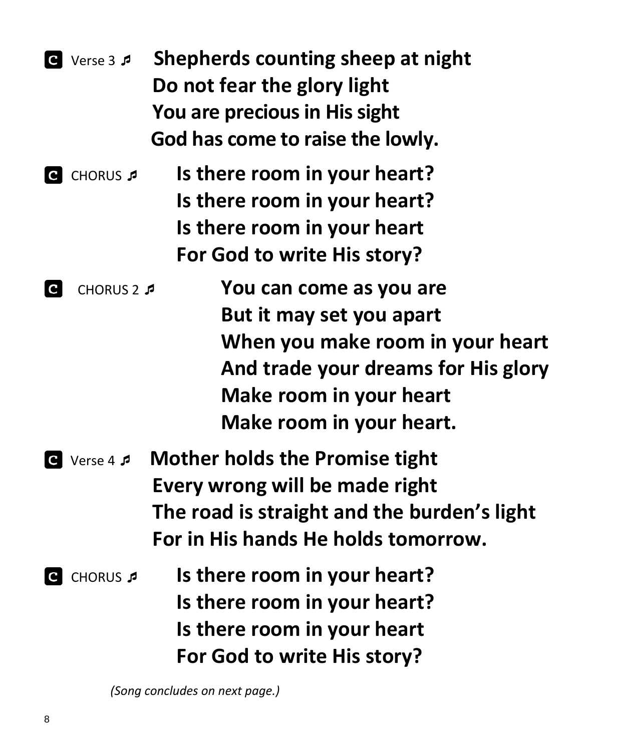**C** Verse 3 ♬ **Shepherds counting sheep at night**
**Do not fear the glory light**
**You are precious in His sight**
**God has come to raise the lowly.**

**C** CHORUS ♬ **Is there room in your heart?**
**Is there room in your heart?**
**Is there room in your heart**
**For God to write His story?**

**C** CHORUS 2 ♬ **You can come as you are**
**But it may set you apart**
**When you make room in your heart**
**And trade your dreams for His glory**
**Make room in your heart**
**Make room in your heart.**

**C** Verse 4 ♬ **Mother holds the Promise tight**
**Every wrong will be made right**
**The road is straight and the burden's light**
**For in His hands He holds tomorrow.**

**C** CHORUS ♬ **Is there room in your heart?**
**Is there room in your heart?**
**Is there room in your heart**
**For God to write His story?**

*(Song concludes on next page.)*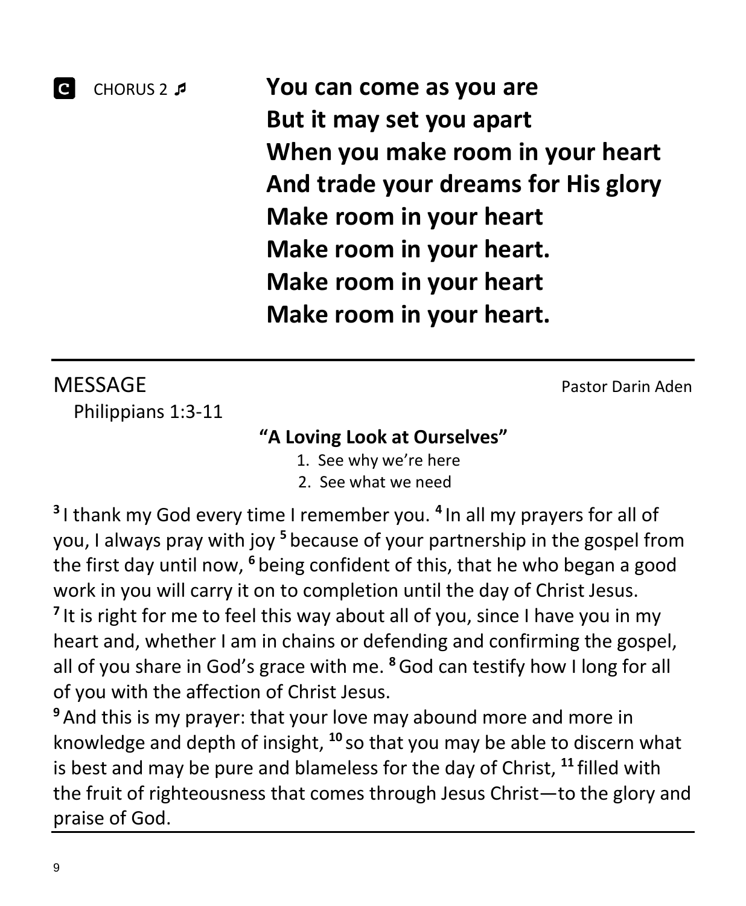**C** CHORUS 2 ♬

**You can come as you are**
**But it may set you apart**
**When you make room in your heart**
**And trade your dreams for His glory**
**Make room in your heart**
**Make room in your heart.**
**Make room in your heart**
**Make room in your heart.**

---

## MESSAGE

Pastor Darin Aden

Philippians 1:3-11

**"A Loving Look at Ourselves"**

1. See why we're here
2. See what we need

[3] I thank my God every time I remember you. [4] In all my prayers for all of you, I always pray with joy [5] because of your partnership in the gospel from the first day until now, [6] being confident of this, that he who began a good work in you will carry it on to completion until the day of Christ Jesus.
[7] It is right for me to feel this way about all of you, since I have you in my heart and, whether I am in chains or defending and confirming the gospel, all of you share in God's grace with me. [8] God can testify how I long for all of you with the affection of Christ Jesus.
[9] And this is my prayer: that your love may abound more and more in knowledge and depth of insight, [10] so that you may be able to discern what is best and may be pure and blameless for the day of Christ, [11] filled with the fruit of righteousness that comes through Jesus Christ—to the glory and praise of God.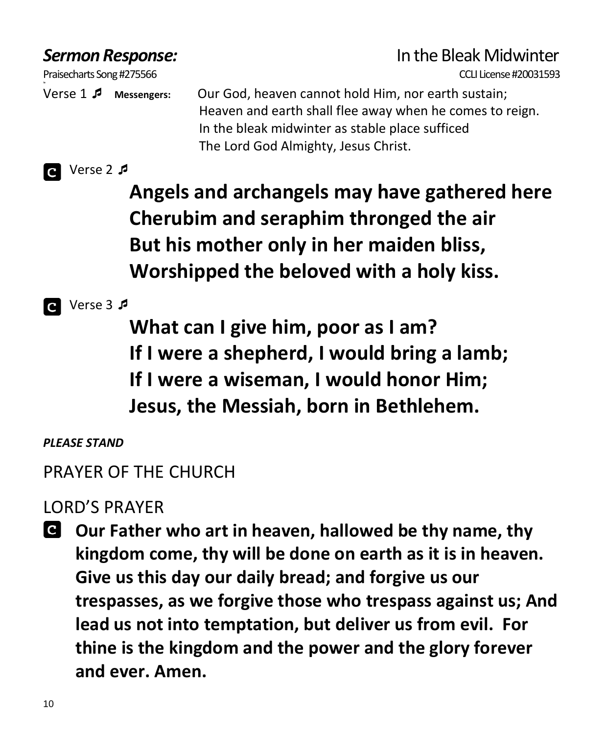***Sermon Response:*** In the Bleak Midwinter

Praisecharts Song #275566 CCLI License #20031593

Verse 1 ♬ **Messengers:** Our God, heaven cannot hold Him, nor earth sustain;
Heaven and earth shall flee away when he comes to reign.
In the bleak midwinter as stable place sufficed
The Lord God Almighty, Jesus Christ.

**C** Verse 2 ♬

**Angels and archangels may have gathered here**
**Cherubim and seraphim thronged the air**
**But his mother only in her maiden bliss,**
**Worshipped the beloved with a holy kiss.**

**C** Verse 3 ♬

**What can I give him, poor as I am?**
**If I were a shepherd, I would bring a lamb;**
**If I were a wiseman, I would honor Him;**
**Jesus, the Messiah, born in Bethlehem.**

***PLEASE STAND***

PRAYER OF THE CHURCH

LORD'S PRAYER

**C** **Our Father who art in heaven, hallowed be thy name, thy kingdom come, thy will be done on earth as it is in heaven. Give us this day our daily bread; and forgive us our trespasses, as we forgive those who trespass against us; And lead us not into temptation, but deliver us from evil. For thine is the kingdom and the power and the glory forever and ever. Amen.**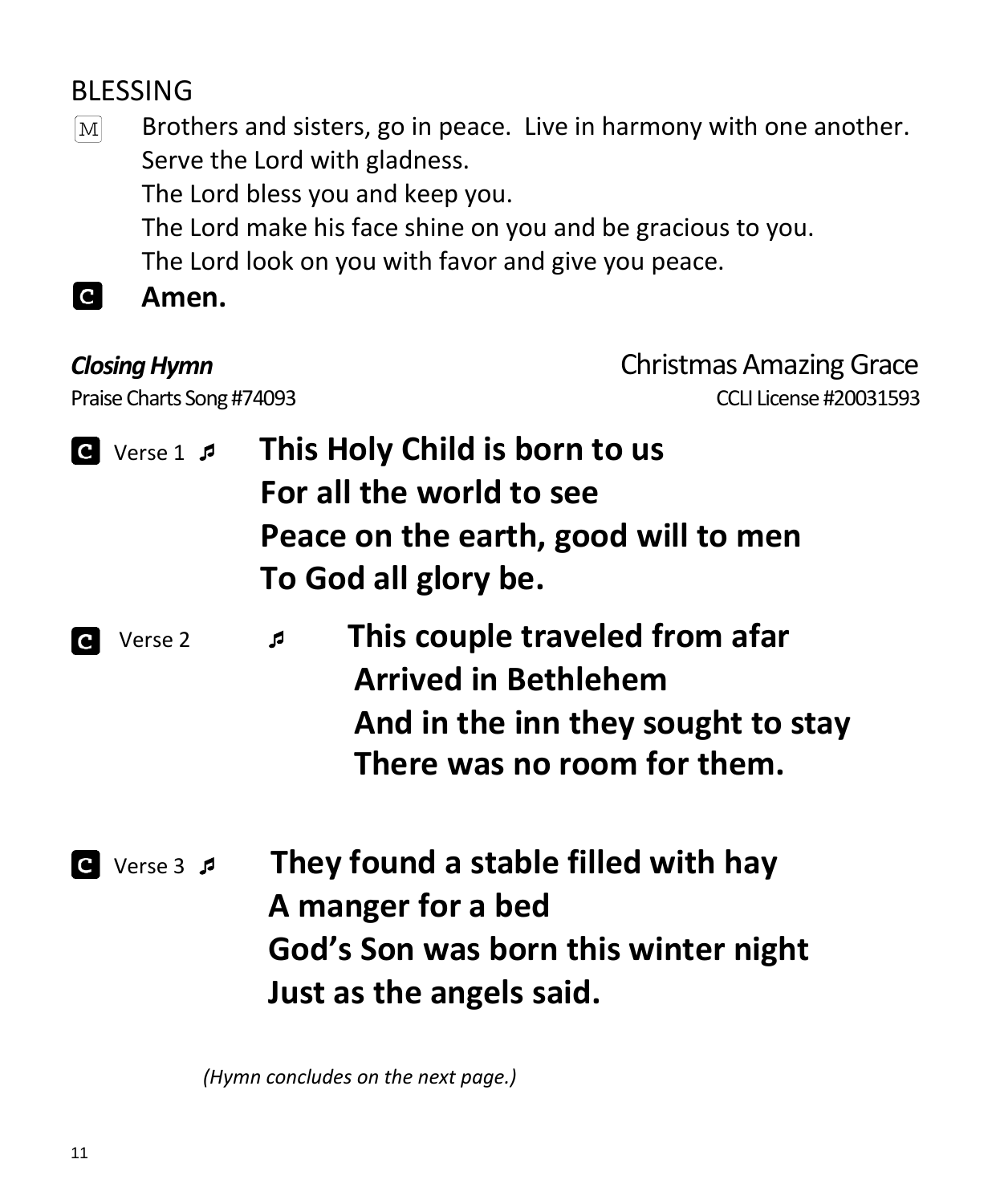## BLESSING

M Brothers and sisters, go in peace. Live in harmony with one another.
Serve the Lord with gladness.
The Lord bless you and keep you.
The Lord make his face shine on you and be gracious to you.
The Lord look on you with favor and give you peace.

**C Amen.**

***Closing Hymn*** Christmas Amazing Grace

Praise Charts Song #74093 CCLI License #20031593

C Verse 1 ♬ **This Holy Child is born to us**
**For all the world to see**
**Peace on the earth, good will to men**
**To God all glory be.**

C Verse 2 ♬ **This couple traveled from afar**
**Arrived in Bethlehem**
**And in the inn they sought to stay**
**There was no room for them.**

C Verse 3 ♬ **They found a stable filled with hay**
**A manger for a bed**
**God's Son was born this winter night**
**Just as the angels said.**

*(Hymn concludes on the next page.)*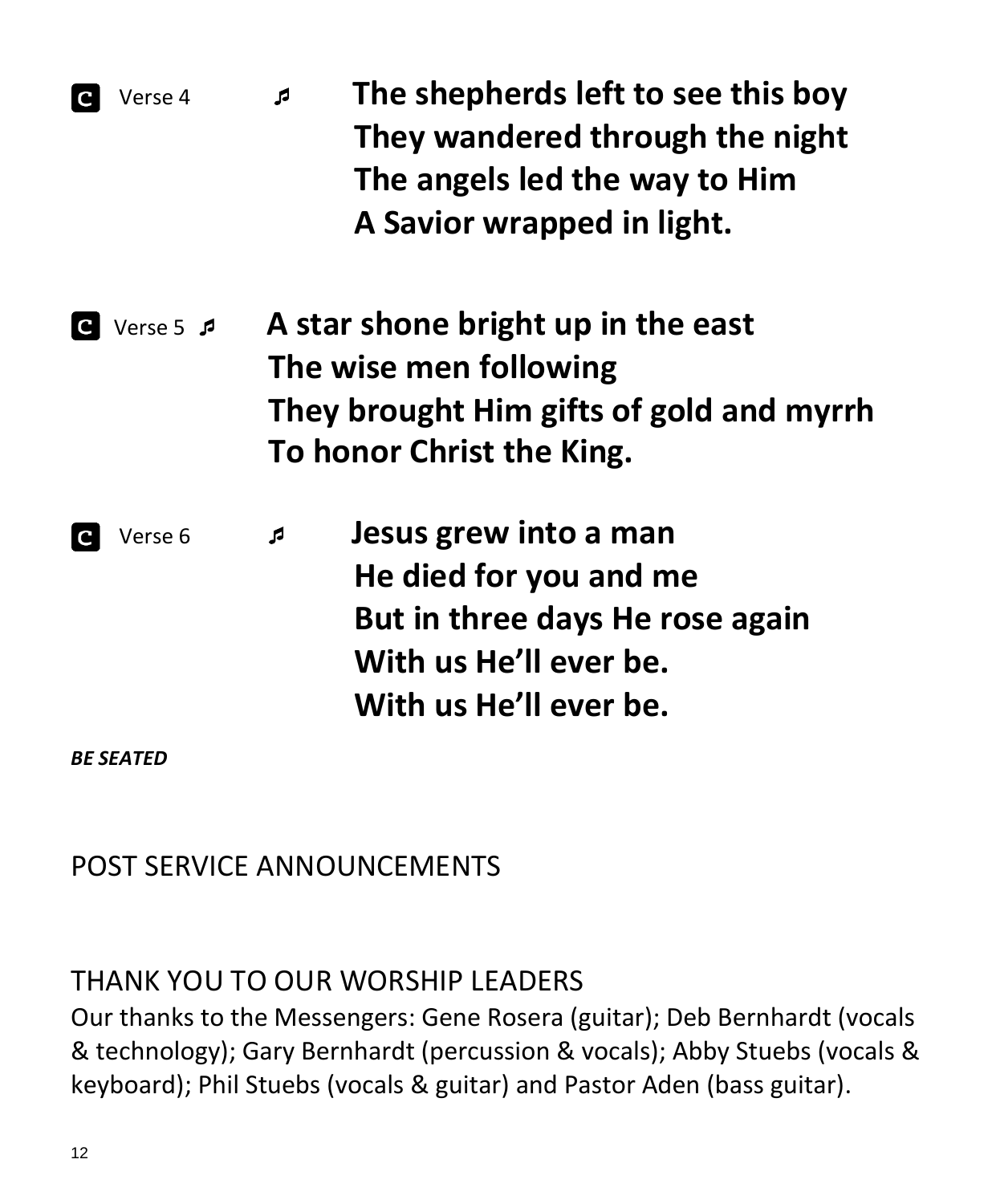**C** Verse 4 ♬ **The shepherds left to see this boy**
**They wandered through the night**
**The angels led the way to Him**
**A Savior wrapped in light.**

**C** Verse 5 ♬ **A star shone bright up in the east**
**The wise men following**
**They brought Him gifts of gold and myrrh**
**To honor Christ the King.**

**C** Verse 6 ♬ **Jesus grew into a man**
**He died for you and me**
**But in three days He rose again**
**With us He'll ever be.**
**With us He'll ever be.**

***BE SEATED***

POST SERVICE ANNOUNCEMENTS

THANK YOU TO OUR WORSHIP LEADERS

Our thanks to the Messengers: Gene Rosera (guitar); Deb Bernhardt (vocals & technology); Gary Bernhardt (percussion & vocals); Abby Stuebs (vocals & keyboard); Phil Stuebs (vocals & guitar) and Pastor Aden (bass guitar).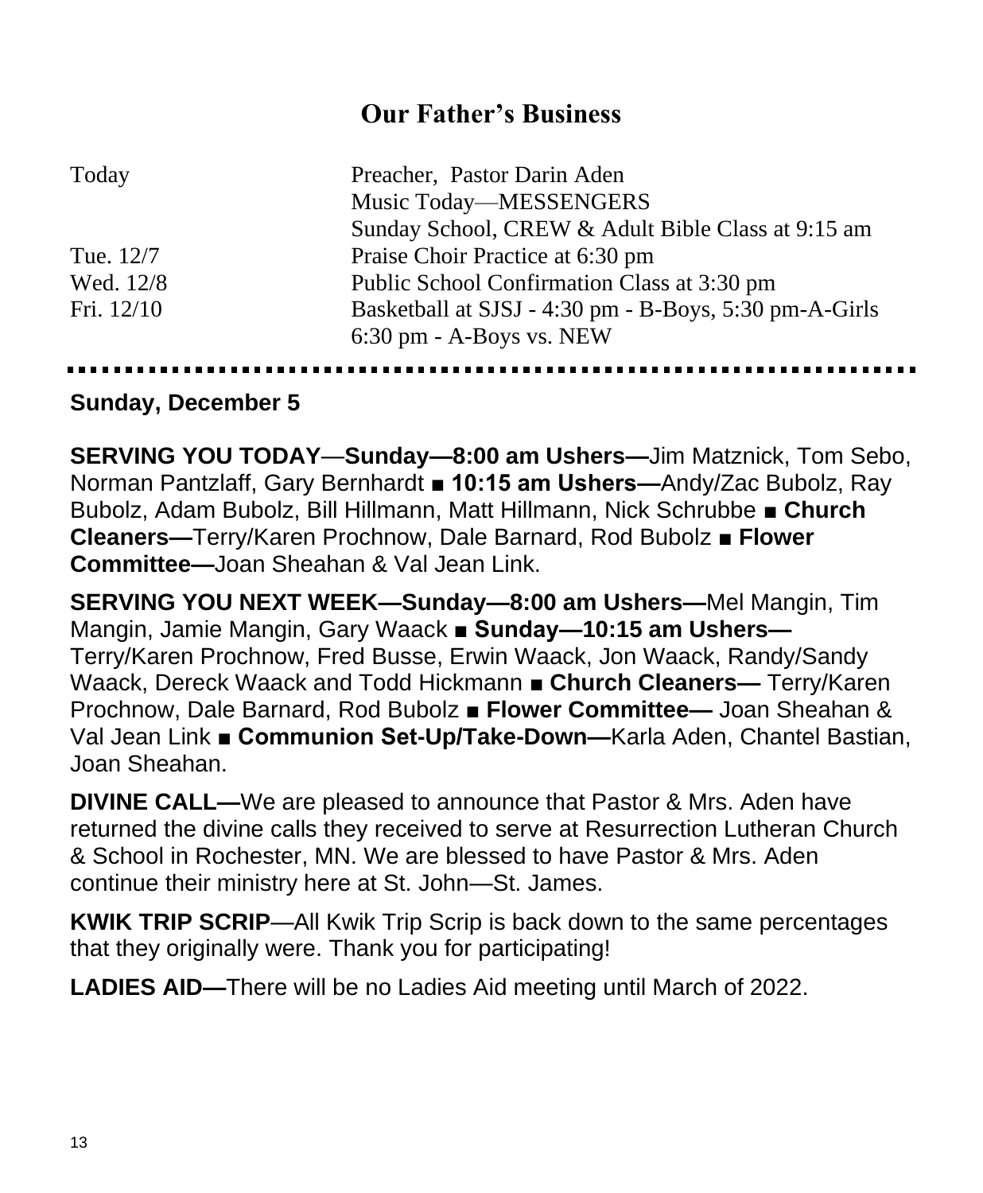# Our Father's Business

| | |
|---|---|
| Today | Preacher, Pastor Darin Aden |
| | Music Today—MESSENGERS |
| | Sunday School, CREW & Adult Bible Class at 9:15 am |
| Tue. 12/7 | Praise Choir Practice at 6:30 pm |
| Wed. 12/8 | Public School Confirmation Class at 3:30 pm |
| Fri. 12/10 | Basketball at SJSJ - 4:30 pm - B-Boys, 5:30 pm-A-Girls |
| | 6:30 pm - A-Boys vs. NEW |

---

**Sunday, December 5**

**SERVING YOU TODAY**—**Sunday—8:00 am Ushers—**Jim Matznick, Tom Sebo, Norman Pantzlaff, Gary Bernhardt ■ **10:15 am Ushers—**Andy/Zac Bubolz, Ray Bubolz, Adam Bubolz, Bill Hillmann, Matt Hillmann, Nick Schrubbe ■ **Church Cleaners—**Terry/Karen Prochnow, Dale Barnard, Rod Bubolz ■ **Flower Committee—**Joan Sheahan & Val Jean Link.

**SERVING YOU NEXT WEEK—Sunday—8:00 am Ushers—**Mel Mangin, Tim Mangin, Jamie Mangin, Gary Waack ■ **Sunday—10:15 am Ushers—** Terry/Karen Prochnow, Fred Busse, Erwin Waack, Jon Waack, Randy/Sandy Waack, Dereck Waack and Todd Hickmann ■ **Church Cleaners—** Terry/Karen Prochnow, Dale Barnard, Rod Bubolz ■ **Flower Committee—** Joan Sheahan & Val Jean Link ■ **Communion Set-Up/Take-Down—**Karla Aden, Chantel Bastian, Joan Sheahan.

**DIVINE CALL—**We are pleased to announce that Pastor & Mrs. Aden have returned the divine calls they received to serve at Resurrection Lutheran Church & School in Rochester, MN. We are blessed to have Pastor & Mrs. Aden continue their ministry here at St. John—St. James.

**KWIK TRIP SCRIP**—All Kwik Trip Scrip is back down to the same percentages that they originally were. Thank you for participating!

**LADIES AID—**There will be no Ladies Aid meeting until March of 2022.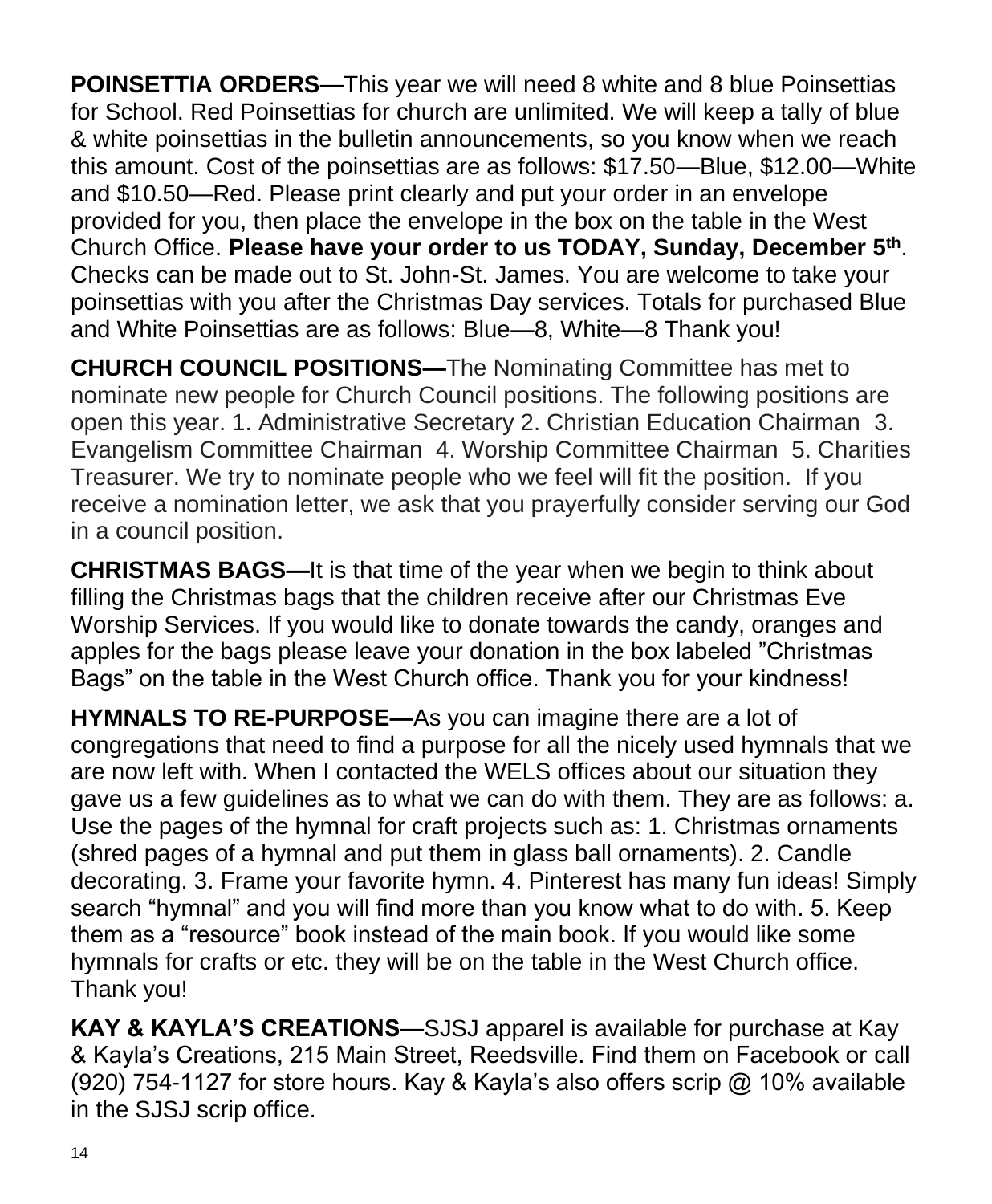**POINSETTIA ORDERS—**This year we will need 8 white and 8 blue Poinsettias for School. Red Poinsettias for church are unlimited. We will keep a tally of blue & white poinsettias in the bulletin announcements, so you know when we reach this amount. Cost of the poinsettias are as follows: $17.50—Blue, $12.00—White and $10.50—Red. Please print clearly and put your order in an envelope provided for you, then place the envelope in the box on the table in the West Church Office. **Please have your order to us TODAY, Sunday, December 5th**. Checks can be made out to St. John-St. James. You are welcome to take your poinsettias with you after the Christmas Day services. Totals for purchased Blue and White Poinsettias are as follows: Blue—8, White—8 Thank you!

**CHURCH COUNCIL POSITIONS—**The Nominating Committee has met to nominate new people for Church Council positions. The following positions are open this year. 1. Administrative Secretary 2. Christian Education Chairman 3. Evangelism Committee Chairman 4. Worship Committee Chairman 5. Charities Treasurer. We try to nominate people who we feel will fit the position. If you receive a nomination letter, we ask that you prayerfully consider serving our God in a council position.

**CHRISTMAS BAGS—**It is that time of the year when we begin to think about filling the Christmas bags that the children receive after our Christmas Eve Worship Services. If you would like to donate towards the candy, oranges and apples for the bags please leave your donation in the box labeled "Christmas Bags" on the table in the West Church office. Thank you for your kindness!

**HYMNALS TO RE-PURPOSE—**As you can imagine there are a lot of congregations that need to find a purpose for all the nicely used hymnals that we are now left with. When I contacted the WELS offices about our situation they gave us a few guidelines as to what we can do with them. They are as follows: a. Use the pages of the hymnal for craft projects such as: 1. Christmas ornaments (shred pages of a hymnal and put them in glass ball ornaments). 2. Candle decorating. 3. Frame your favorite hymn. 4. Pinterest has many fun ideas! Simply search "hymnal" and you will find more than you know what to do with. 5. Keep them as a "resource" book instead of the main book. If you would like some hymnals for crafts or etc. they will be on the table in the West Church office. Thank you!

**KAY & KAYLA'S CREATIONS—**SJSJ apparel is available for purchase at Kay & Kayla's Creations, 215 Main Street, Reedsville. Find them on Facebook or call (920) 754-1127 for store hours. Kay & Kayla's also offers scrip @ 10% available in the SJSJ scrip office.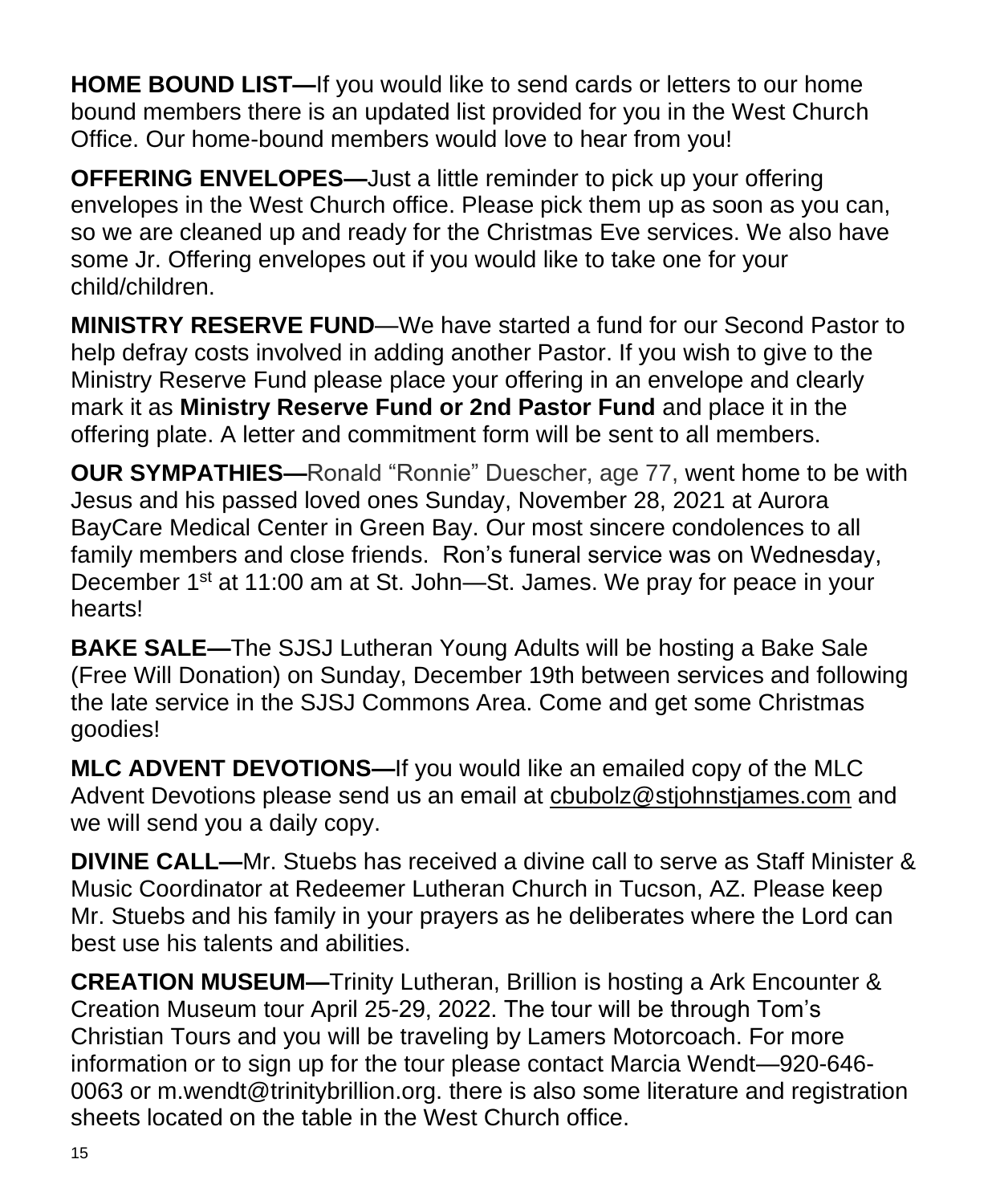**HOME BOUND LIST—**If you would like to send cards or letters to our home bound members there is an updated list provided for you in the West Church Office. Our home-bound members would love to hear from you!

**OFFERING ENVELOPES—**Just a little reminder to pick up your offering envelopes in the West Church office. Please pick them up as soon as you can, so we are cleaned up and ready for the Christmas Eve services. We also have some Jr. Offering envelopes out if you would like to take one for your child/children.

**MINISTRY RESERVE FUND**—We have started a fund for our Second Pastor to help defray costs involved in adding another Pastor. If you wish to give to the Ministry Reserve Fund please place your offering in an envelope and clearly mark it as **Ministry Reserve Fund or 2nd Pastor Fund** and place it in the offering plate. A letter and commitment form will be sent to all members.

**OUR SYMPATHIES—**Ronald "Ronnie" Duescher, age 77, went home to be with Jesus and his passed loved ones Sunday, November 28, 2021 at Aurora BayCare Medical Center in Green Bay. Our most sincere condolences to all family members and close friends. Ron's funeral service was on Wednesday, December 1st at 11:00 am at St. John—St. James. We pray for peace in your hearts!

**BAKE SALE—**The SJSJ Lutheran Young Adults will be hosting a Bake Sale (Free Will Donation) on Sunday, December 19th between services and following the late service in the SJSJ Commons Area. Come and get some Christmas goodies!

**MLC ADVENT DEVOTIONS—**If you would like an emailed copy of the MLC Advent Devotions please send us an email at cbubolz@stjohnstjames.com and we will send you a daily copy.

**DIVINE CALL—**Mr. Stuebs has received a divine call to serve as Staff Minister & Music Coordinator at Redeemer Lutheran Church in Tucson, AZ. Please keep Mr. Stuebs and his family in your prayers as he deliberates where the Lord can best use his talents and abilities.

**CREATION MUSEUM—**Trinity Lutheran, Brillion is hosting a Ark Encounter & Creation Museum tour April 25-29, 2022. The tour will be through Tom's Christian Tours and you will be traveling by Lamers Motorcoach. For more information or to sign up for the tour please contact Marcia Wendt—920-646-0063 or m.wendt@trinitybrillion.org. there is also some literature and registration sheets located on the table in the West Church office.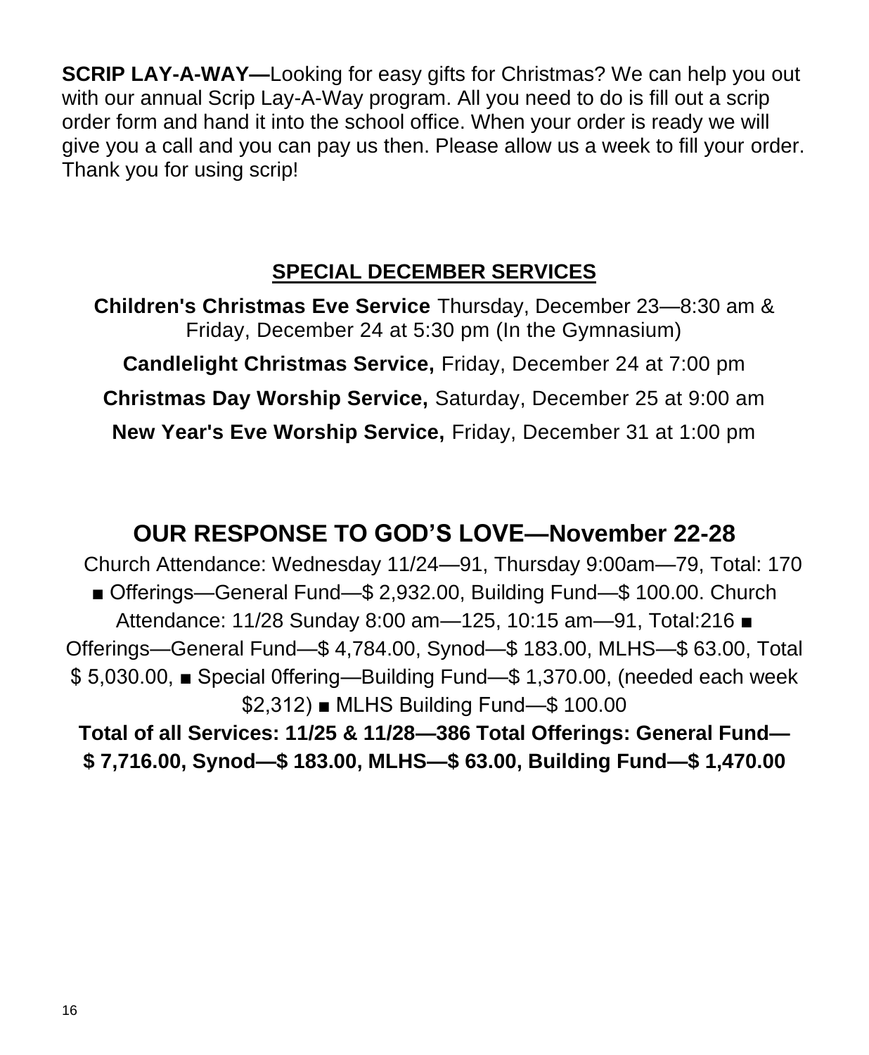**SCRIP LAY-A-WAY—**Looking for easy gifts for Christmas? We can help you out with our annual Scrip Lay-A-Way program. All you need to do is fill out a scrip order form and hand it into the school office. When your order is ready we will give you a call and you can pay us then. Please allow us a week to fill your order. Thank you for using scrip!

## SPECIAL DECEMBER SERVICES

**Children's Christmas Eve Service** Thursday, December 23—8:30 am & Friday, December 24 at 5:30 pm (In the Gymnasium)

**Candlelight Christmas Service,** Friday, December 24 at 7:00 pm

**Christmas Day Worship Service,** Saturday, December 25 at 9:00 am

**New Year's Eve Worship Service,** Friday, December 31 at 1:00 pm

## OUR RESPONSE TO GOD'S LOVE—November 22-28

Church Attendance: Wednesday 11/24—91, Thursday 9:00am—79, Total: 170 ■ Offerings—General Fund—$ 2,932.00, Building Fund—$ 100.00. Church Attendance: 11/28 Sunday 8:00 am—125, 10:15 am—91, Total:216 ■ Offerings—General Fund—$ 4,784.00, Synod—$ 183.00, MLHS—$ 63.00, Total $ 5,030.00, ■ Special 0ffering—Building Fund—$ 1,370.00, (needed each week $2,312) ■ MLHS Building Fund—$ 100.00

**Total of all Services: 11/25 & 11/28—386 Total Offerings: General Fund—$ 7,716.00, Synod—$ 183.00, MLHS—$ 63.00, Building Fund—$ 1,470.00**